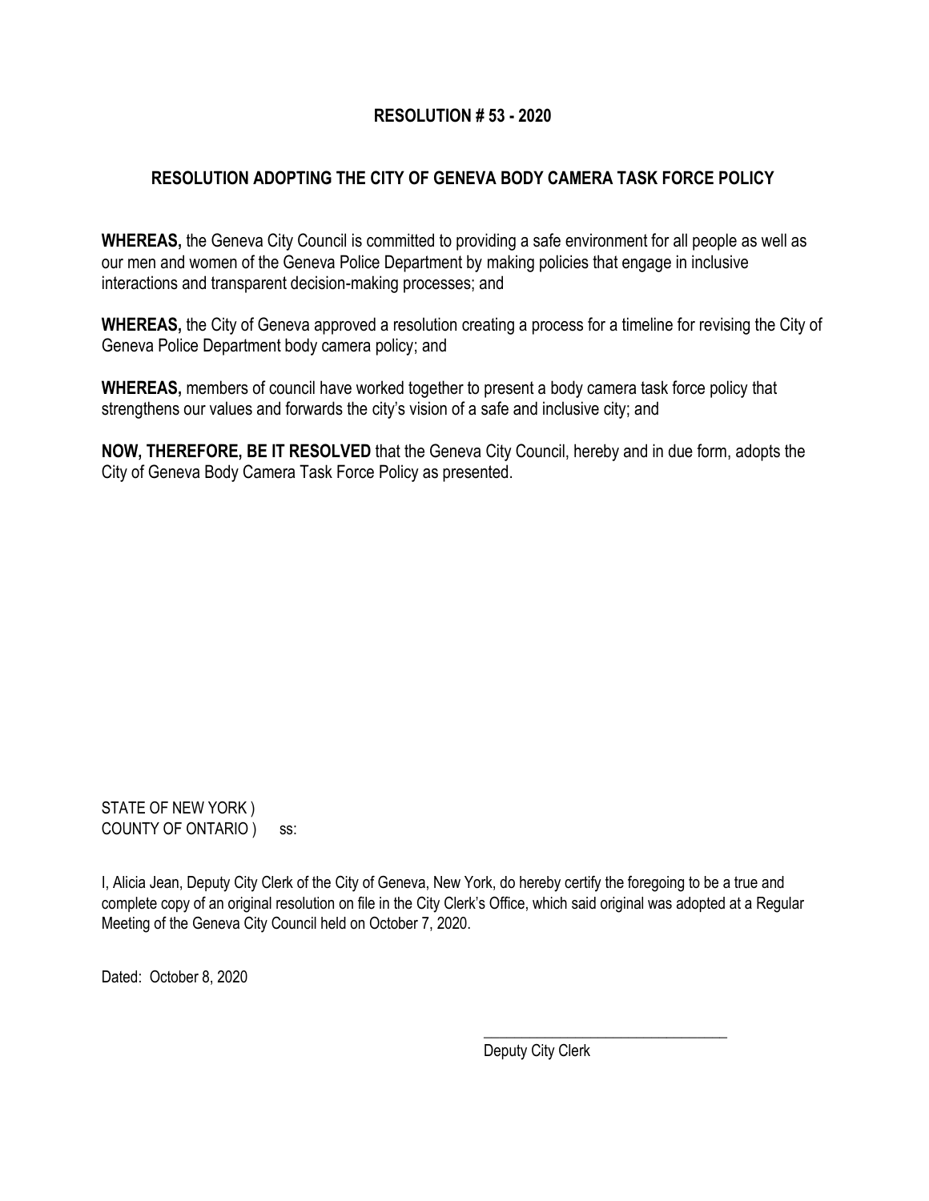# RESOLUTION # 53 - 2020

## RESOLUTION ADOPTING THE CITY OF GENEVA BODY CAMERA TASK FORCE POLICY

**WHEREAS,** the Geneva City Council is committed to providing a safe environment for all people as well as our men and women of the Geneva Police Department by making policies that engage in inclusive interactions and transparent decision-making processes; and

**WHEREAS,** the City of Geneva approved a resolution creating a process for a timeline for revising the City of Geneva Police Department body camera policy; and

**WHEREAS,** members of council have worked together to present a body camera task force policy that strengthens our values and forwards the city's vision of a safe and inclusive city; and

**NOW, THEREFORE, BE IT RESOLVED** that the Geneva City Council, hereby and in due form, adopts the City of Geneva Body Camera Task Force Policy as presented.

STATE OF NEW YORK )
COUNTY OF ONTARIO ) ss:

I, Alicia Jean, Deputy City Clerk of the City of Geneva, New York, do hereby certify the foregoing to be a true and complete copy of an original resolution on file in the City Clerk's Office, which said original was adopted at a Regular Meeting of the Geneva City Council held on October 7, 2020.

Dated: October 8, 2020

_______________________________
Deputy City Clerk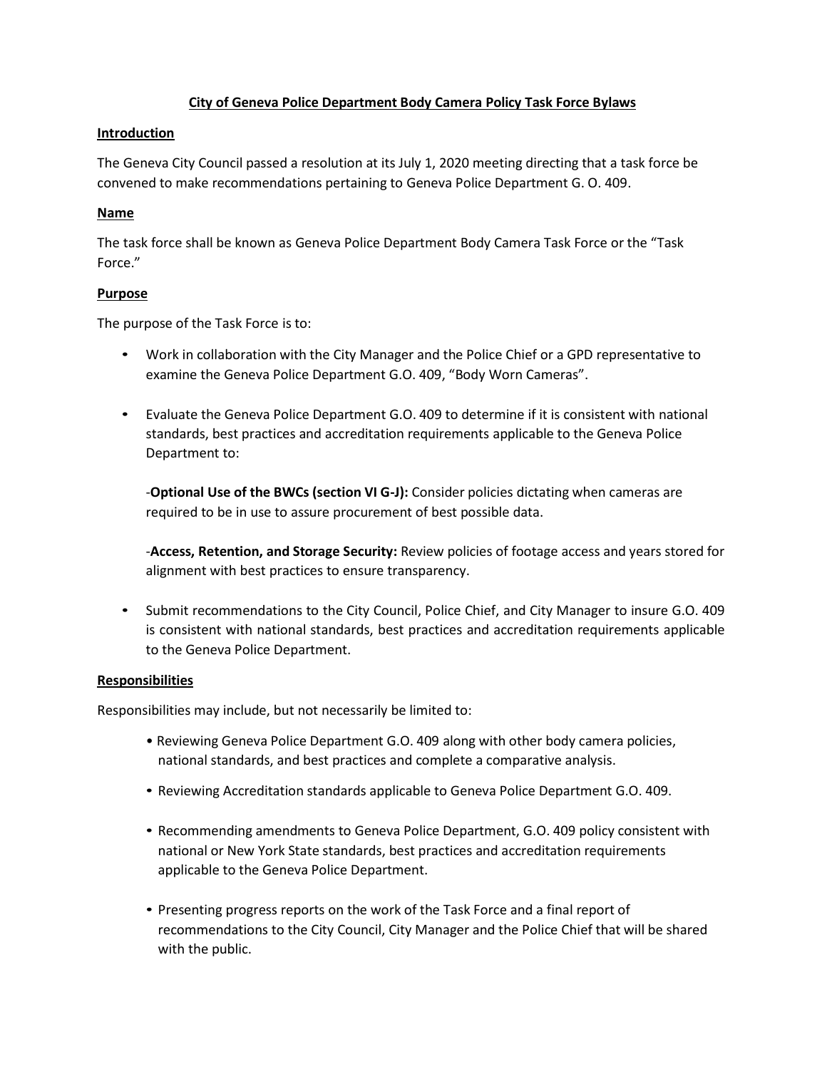# City of Geneva Police Department Body Camera Policy Task Force Bylaws

## Introduction

The Geneva City Council passed a resolution at its July 1, 2020 meeting directing that a task force be convened to make recommendations pertaining to Geneva Police Department G. O. 409.

## Name

The task force shall be known as Geneva Police Department Body Camera Task Force or the "Task Force."

## Purpose

The purpose of the Task Force is to:

- Work in collaboration with the City Manager and the Police Chief or a GPD representative to examine the Geneva Police Department G.O. 409, "Body Worn Cameras".
- Evaluate the Geneva Police Department G.O. 409 to determine if it is consistent with national standards, best practices and accreditation requirements applicable to the Geneva Police Department to:

  -**Optional Use of the BWCs (section VI G-J):** Consider policies dictating when cameras are required to be in use to assure procurement of best possible data.

  -**Access, Retention, and Storage Security:** Review policies of footage access and years stored for alignment with best practices to ensure transparency.

- Submit recommendations to the City Council, Police Chief, and City Manager to insure G.O. 409 is consistent with national standards, best practices and accreditation requirements applicable to the Geneva Police Department.

## Responsibilities

Responsibilities may include, but not necessarily be limited to:

- Reviewing Geneva Police Department G.O. 409 along with other body camera policies, national standards, and best practices and complete a comparative analysis.
- Reviewing Accreditation standards applicable to Geneva Police Department G.O. 409.
- Recommending amendments to Geneva Police Department, G.O. 409 policy consistent with national or New York State standards, best practices and accreditation requirements applicable to the Geneva Police Department.
- Presenting progress reports on the work of the Task Force and a final report of recommendations to the City Council, City Manager and the Police Chief that will be shared with the public.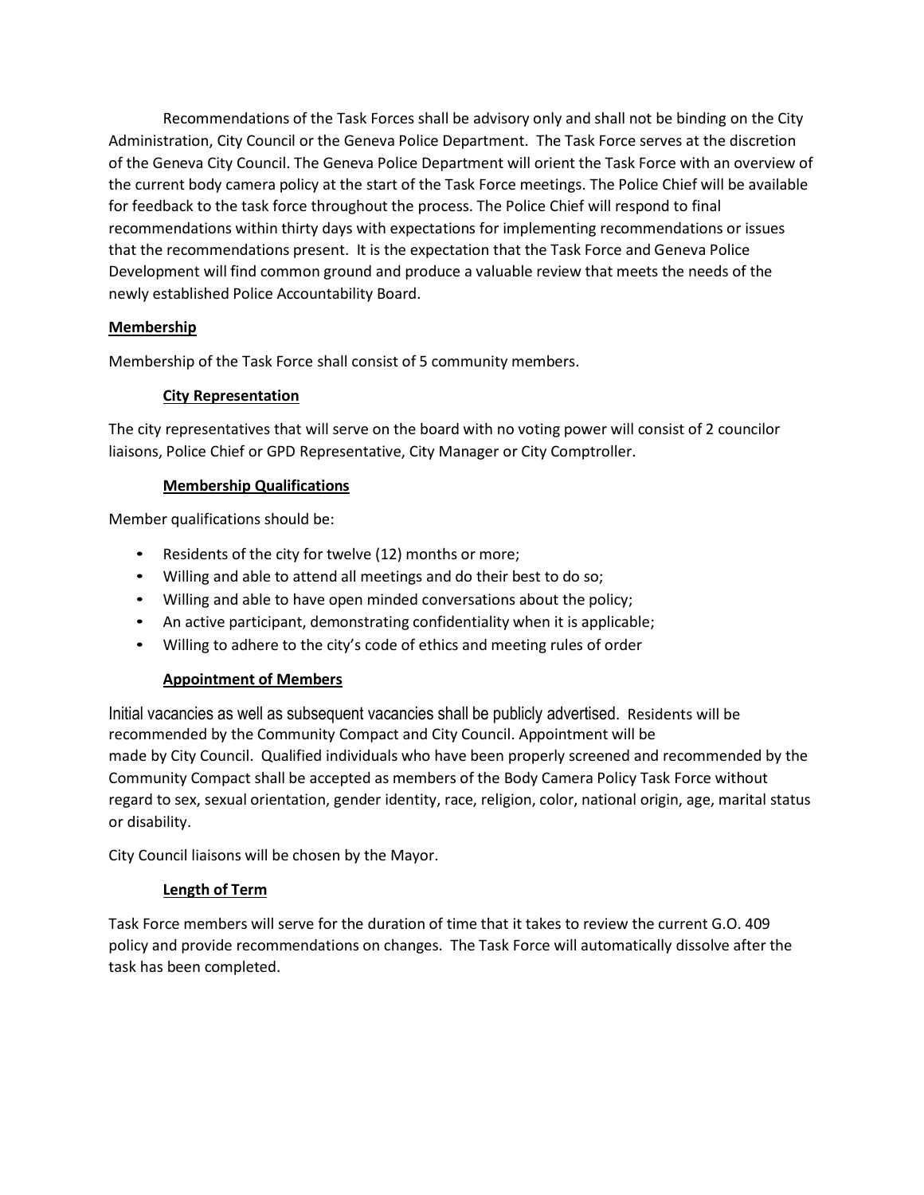Recommendations of the Task Forces shall be advisory only and shall not be binding on the City Administration, City Council or the Geneva Police Department. The Task Force serves at the discretion of the Geneva City Council. The Geneva Police Department will orient the Task Force with an overview of the current body camera policy at the start of the Task Force meetings. The Police Chief will be available for feedback to the task force throughout the process. The Police Chief will respond to final recommendations within thirty days with expectations for implementing recommendations or issues that the recommendations present. It is the expectation that the Task Force and Geneva Police Development will find common ground and produce a valuable review that meets the needs of the newly established Police Accountability Board.

## Membership

Membership of the Task Force shall consist of 5 community members.

### City Representation

The city representatives that will serve on the board with no voting power will consist of 2 councilor liaisons, Police Chief or GPD Representative, City Manager or City Comptroller.

### Membership Qualifications

Member qualifications should be:

- Residents of the city for twelve (12) months or more;
- Willing and able to attend all meetings and do their best to do so;
- Willing and able to have open minded conversations about the policy;
- An active participant, demonstrating confidentiality when it is applicable;
- Willing to adhere to the city's code of ethics and meeting rules of order

### Appointment of Members

Initial vacancies as well as subsequent vacancies shall be publicly advertised. Residents will be recommended by the Community Compact and City Council. Appointment will be made by City Council. Qualified individuals who have been properly screened and recommended by the Community Compact shall be accepted as members of the Body Camera Policy Task Force without regard to sex, sexual orientation, gender identity, race, religion, color, national origin, age, marital status or disability.

City Council liaisons will be chosen by the Mayor.

### Length of Term

Task Force members will serve for the duration of time that it takes to review the current G.O. 409 policy and provide recommendations on changes. The Task Force will automatically dissolve after the task has been completed.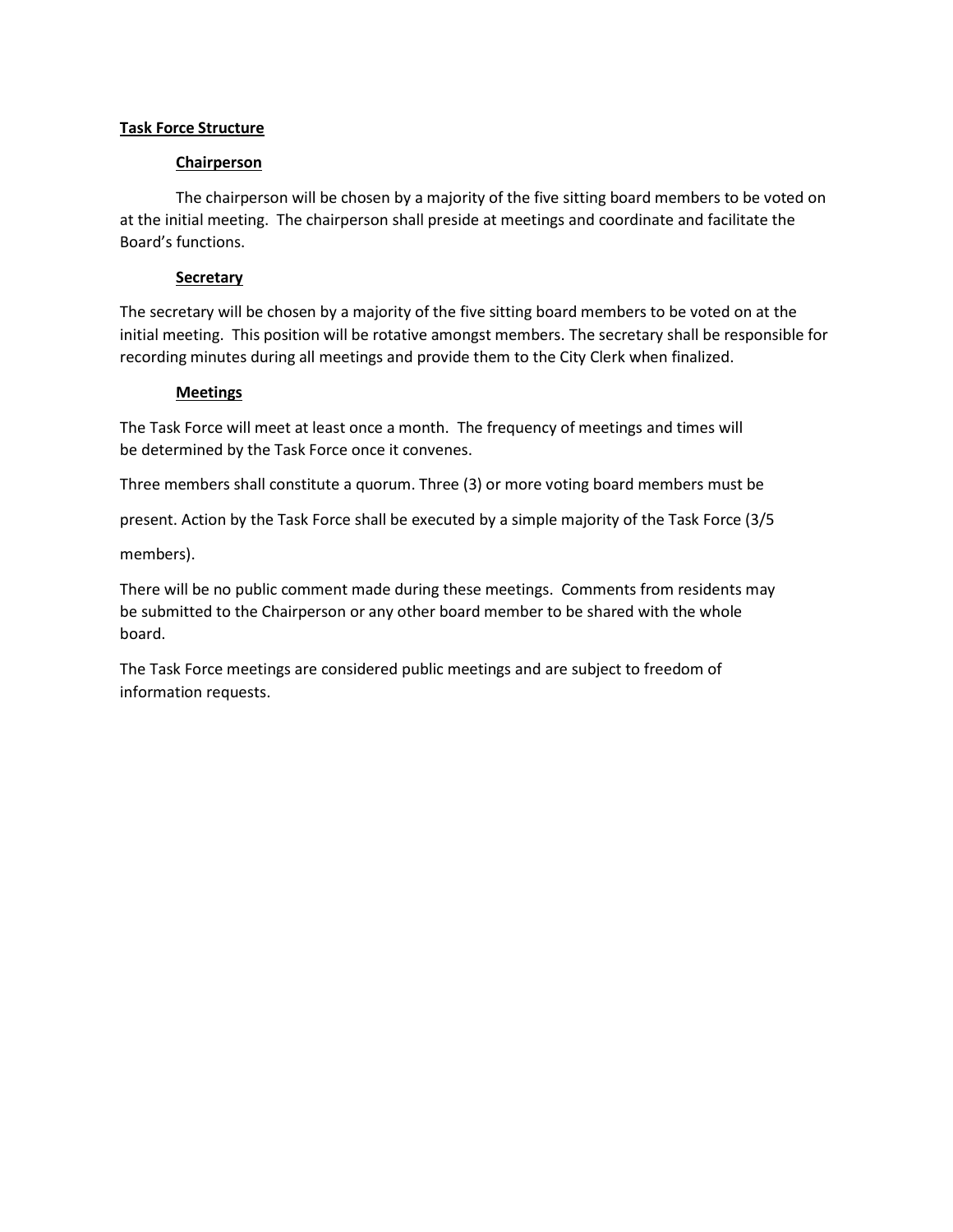**Task Force Structure**

**Chairperson**

The chairperson will be chosen by a majority of the five sitting board members to be voted on at the initial meeting. The chairperson shall preside at meetings and coordinate and facilitate the Board's functions.

**Secretary**

The secretary will be chosen by a majority of the five sitting board members to be voted on at the initial meeting. This position will be rotative amongst members. The secretary shall be responsible for recording minutes during all meetings and provide them to the City Clerk when finalized.

**Meetings**

The Task Force will meet at least once a month. The frequency of meetings and times will be determined by the Task Force once it convenes.

Three members shall constitute a quorum. Three (3) or more voting board members must be present. Action by the Task Force shall be executed by a simple majority of the Task Force (3/5 members).

There will be no public comment made during these meetings. Comments from residents may be submitted to the Chairperson or any other board member to be shared with the whole board.

The Task Force meetings are considered public meetings and are subject to freedom of information requests.